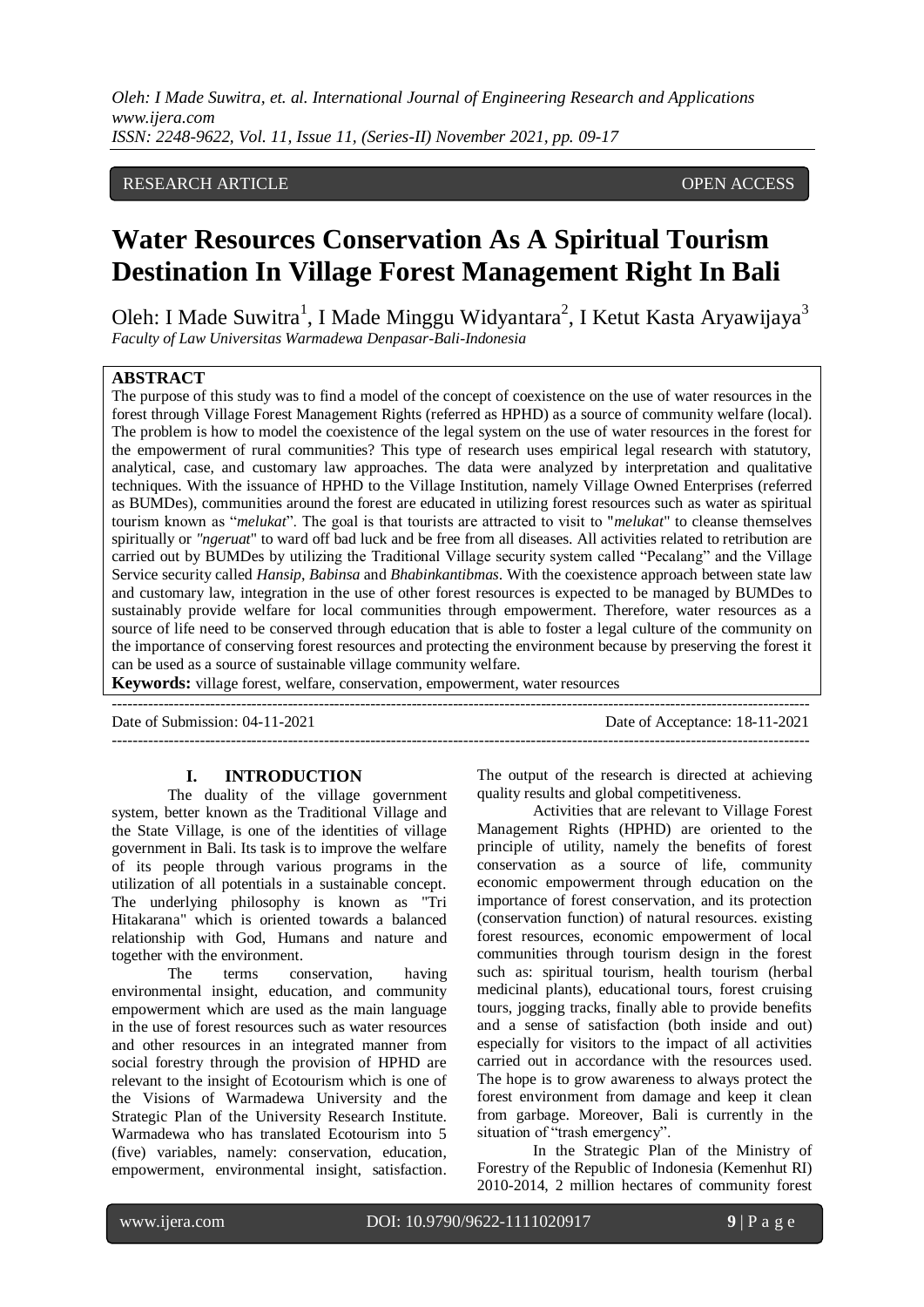RESEARCH ARTICLE OPEN ACCESS

# Water Resources Conservation As A Spiritual Tourism Destination In Village Forest Management Right In Bali

Oleh: I Made Suwitra[1], I Made Minggu Widyantara[2], I Ketut Kasta Aryawijaya[3]

*Faculty of Law Universitas Warmadewa Denpasar-Bali-Indonesia*

**ABSTRACT**

The purpose of this study was to find a model of the concept of coexistence on the use of water resources in the forest through Village Forest Management Rights (referred as HPHD) as a source of community welfare (local). The problem is how to model the coexistence of the legal system on the use of water resources in the forest for the empowerment of rural communities? This type of research uses empirical legal research with statutory, analytical, case, and customary law approaches. The data were analyzed by interpretation and qualitative techniques. With the issuance of HPHD to the Village Institution, namely Village Owned Enterprises (referred as BUMDes), communities around the forest are educated in utilizing forest resources such as water as spiritual tourism known as "*melukat*". The goal is that tourists are attracted to visit to "*melukat*" to cleanse themselves spiritually or *"ngeruat"* to ward off bad luck and be free from all diseases. All activities related to retribution are carried out by BUMDes by utilizing the Traditional Village security system called "Pecalang" and the Village Service security called *Hansip*, *Babinsa* and *Bhabinkantibmas*. With the coexistence approach between state law and customary law, integration in the use of other forest resources is expected to be managed by BUMDes to sustainably provide welfare for local communities through empowerment. Therefore, water resources as a source of life need to be conserved through education that is able to foster a legal culture of the community on the importance of conserving forest resources and protecting the environment because by preserving the forest it can be used as a source of sustainable village community welfare.

**Keywords:** village forest, welfare, conservation, empowerment, water resources

Date of Submission: 04-11-2021 Date of Acceptance: 18-11-2021

## I. INTRODUCTION

The duality of the village government system, better known as the Traditional Village and the State Village, is one of the identities of village government in Bali. Its task is to improve the welfare of its people through various programs in the utilization of all potentials in a sustainable concept. The underlying philosophy is known as "Tri Hitakarana" which is oriented towards a balanced relationship with God, Humans and nature and together with the environment.

The terms conservation, having environmental insight, education, and community empowerment which are used as the main language in the use of forest resources such as water resources and other resources in an integrated manner from social forestry through the provision of HPHD are relevant to the insight of Ecotourism which is one of the Visions of Warmadewa University and the Strategic Plan of the University Research Institute. Warmadewa who has translated Ecotourism into 5 (five) variables, namely: conservation, education, empowerment, environmental insight, satisfaction. The output of the research is directed at achieving quality results and global competitiveness.

Activities that are relevant to Village Forest Management Rights (HPHD) are oriented to the principle of utility, namely the benefits of forest conservation as a source of life, community economic empowerment through education on the importance of forest conservation, and its protection (conservation function) of natural resources. existing forest resources, economic empowerment of local communities through tourism design in the forest such as: spiritual tourism, health tourism (herbal medicinal plants), educational tours, forest cruising tours, jogging tracks, finally able to provide benefits and a sense of satisfaction (both inside and out) especially for visitors to the impact of all activities carried out in accordance with the resources used. The hope is to grow awareness to always protect the forest environment from damage and keep it clean from garbage. Moreover, Bali is currently in the situation of "trash emergency".

In the Strategic Plan of the Ministry of Forestry of the Republic of Indonesia (Kemenhut RI) 2010-2014, 2 million hectares of community forest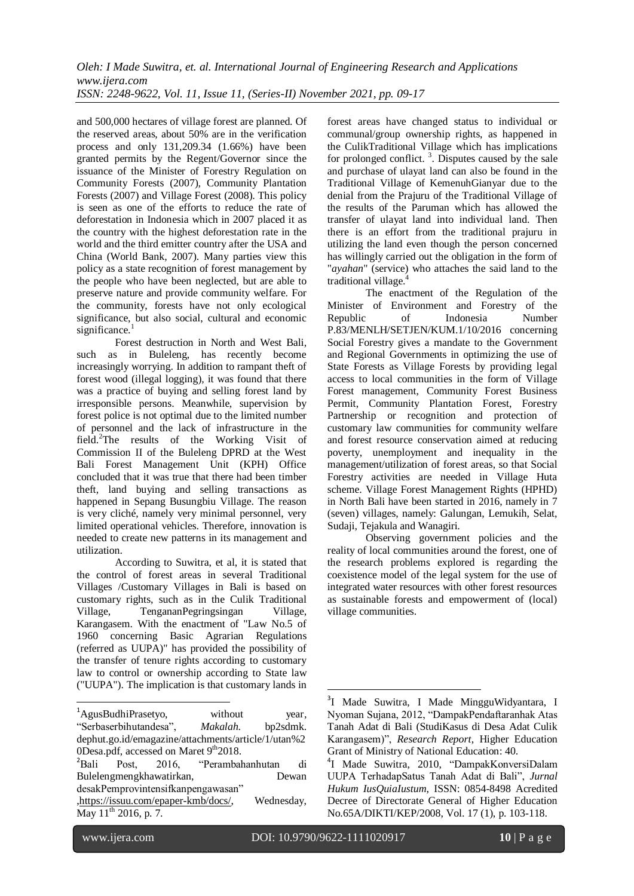and 500,000 hectares of village forest are planned. Of the reserved areas, about 50% are in the verification process and only 131,209.34 (1.66%) have been granted permits by the Regent/Governor since the issuance of the Minister of Forestry Regulation on Community Forests (2007), Community Plantation Forests (2007) and Village Forest (2008). This policy is seen as one of the efforts to reduce the rate of deforestation in Indonesia which in 2007 placed it as the country with the highest deforestation rate in the world and the third emitter country after the USA and China (World Bank, 2007). Many parties view this policy as a state recognition of forest management by the people who have been neglected, but are able to preserve nature and provide community welfare. For the community, forests have not only ecological significance, but also social, cultural and economic significance.[1]

Forest destruction in North and West Bali, such as in Buleleng, has recently become increasingly worrying. In addition to rampant theft of forest wood (illegal logging), it was found that there was a practice of buying and selling forest land by irresponsible persons. Meanwhile, supervision by forest police is not optimal due to the limited number of personnel and the lack of infrastructure in the field.[2]The results of the Working Visit of Commission II of the Buleleng DPRD at the West Bali Forest Management Unit (KPH) Office concluded that it was true that there had been timber theft, land buying and selling transactions as happened in Sepang Busungbiu Village. The reason is very cliché, namely very minimal personnel, very limited operational vehicles. Therefore, innovation is needed to create new patterns in its management and utilization.

According to Suwitra, et al, it is stated that the control of forest areas in several Traditional Villages /Customary Villages in Bali is based on customary rights, such as in the Culik Traditional Village, TengananPegringsingan Village, Karangasem. With the enactment of "Law No.5 of 1960 concerning Basic Agrarian Regulations (referred as UUPA)" has provided the possibility of the transfer of tenure rights according to customary law to control or ownership according to State law ("UUPA"). The implication is that customary lands in forest areas have changed status to individual or communal/group ownership rights, as happened in the CulikTraditional Village which has implications for prolonged conflict. [3]. Disputes caused by the sale and purchase of ulayat land can also be found in the Traditional Village of KemenuhGianyar due to the denial from the Prajuru of the Traditional Village of the results of the Paruman which has allowed the transfer of ulayat land into individual land. Then there is an effort from the traditional prajuru in utilizing the land even though the person concerned has willingly carried out the obligation in the form of "*ayahan*" (service) who attaches the said land to the traditional village.[4]

The enactment of the Regulation of the Minister of Environment and Forestry of the Republic of Indonesia Number P.83/MENLH/SETJEN/KUM.1/10/2016 concerning Social Forestry gives a mandate to the Government and Regional Governments in optimizing the use of State Forests as Village Forests by providing legal access to local communities in the form of Village Forest management, Community Forest Business Permit, Community Plantation Forest, Forestry Partnership or recognition and protection of customary law communities for community welfare and forest resource conservation aimed at reducing poverty, unemployment and inequality in the management/utilization of forest areas, so that Social Forestry activities are needed in Village Huta scheme. Village Forest Management Rights (HPHD) in North Bali have been started in 2016, namely in 7 (seven) villages, namely: Galungan, Lemukih, Selat, Sudaji, Tejakula and Wanagiri.

Observing government policies and the reality of local communities around the forest, one of the research problems explored is regarding the coexistence model of the legal system for the use of integrated water resources with other forest resources as sustainable forests and empowerment of (local) village communities.

---

[1]AgusBudhiPrasetyo, without year, "Serbaserbihutandesa", *Makalah.* bp2sdmk. dephut.go.id/emagazine/attachments/article/1/utan%20Desa.pdf, accessed on Maret 9th2018.

[2]Bali Post, 2016, "Perambahanhutan di Bulelengmengkhawatirkan, Dewan desakPemprovintensifkanpengawasan" ,https://issuu.com/epaper-kmb/docs/, Wednesday, May 11th 2016, p. 7.

[3]I Made Suwitra, I Made MingguWidyantara, I Nyoman Sujana, 2012, "DampakPendaftaranhak Atas Tanah Adat di Bali (StudiKasus di Desa Adat Culik Karangasem)", *Research Report*, Higher Education Grant of Ministry of National Education: 40.

[4]I Made Suwitra, 2010, "DampakKonversiDalam UUPA TerhadapSatus Tanah Adat di Bali", *Jurnal Hukum IusQuiaIustum*, ISSN: 0854-8498 Acredited Decree of Directorate General of Higher Education No.65A/DIKTI/KEP/2008, Vol. 17 (1), p. 103-118.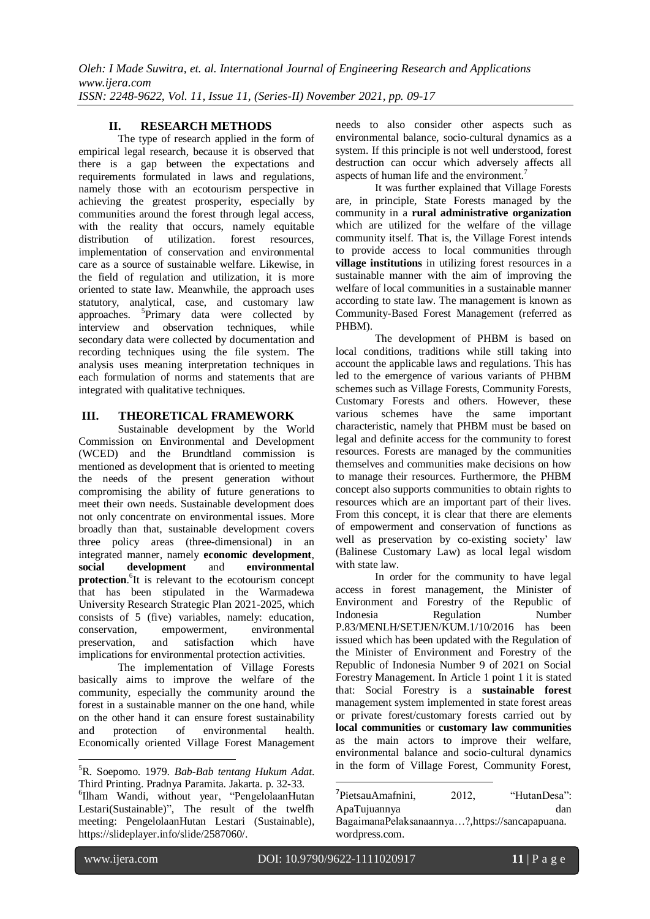## II. RESEARCH METHODS

The type of research applied in the form of empirical legal research, because it is observed that there is a gap between the expectations and requirements formulated in laws and regulations, namely those with an ecotourism perspective in achieving the greatest prosperity, especially by communities around the forest through legal access, with the reality that occurs, namely equitable distribution of utilization. forest resources, implementation of conservation and environmental care as a source of sustainable welfare. Likewise, in the field of regulation and utilization, it is more oriented to state law. Meanwhile, the approach uses statutory, analytical, case, and customary law approaches. [5]Primary data were collected by interview and observation techniques, while secondary data were collected by documentation and recording techniques using the file system. The analysis uses meaning interpretation techniques in each formulation of norms and statements that are integrated with qualitative techniques.

## III. THEORETICAL FRAMEWORK

Sustainable development by the World Commission on Environmental and Development (WCED) and the Brundtland commission is mentioned as development that is oriented to meeting the needs of the present generation without compromising the ability of future generations to meet their own needs. Sustainable development does not only concentrate on environmental issues. More broadly than that, sustainable development covers three policy areas (three-dimensional) in an integrated manner, namely **economic development**, **social development** and **environmental protection**.[6]It is relevant to the ecotourism concept that has been stipulated in the Warmadewa University Research Strategic Plan 2021-2025, which consists of 5 (five) variables, namely: education, conservation, empowerment, environmental preservation, and satisfaction which have implications for environmental protection activities.

The implementation of Village Forests basically aims to improve the welfare of the community, especially the community around the forest in a sustainable manner on the one hand, while on the other hand it can ensure forest sustainability and protection of environmental health. Economically oriented Village Forest Management needs to also consider other aspects such as environmental balance, socio-cultural dynamics as a system. If this principle is not well understood, forest destruction can occur which adversely affects all aspects of human life and the environment.[7]

It was further explained that Village Forests are, in principle, State Forests managed by the community in a **rural administrative organization** which are utilized for the welfare of the village community itself. That is, the Village Forest intends to provide access to local communities through **village institutions** in utilizing forest resources in a sustainable manner with the aim of improving the welfare of local communities in a sustainable manner according to state law. The management is known as Community-Based Forest Management (referred as PHBM).

The development of PHBM is based on local conditions, traditions while still taking into account the applicable laws and regulations. This has led to the emergence of various variants of PHBM schemes such as Village Forests, Community Forests, Customary Forests and others. However, these various schemes have the same important characteristic, namely that PHBM must be based on legal and definite access for the community to forest resources. Forests are managed by the communities themselves and communities make decisions on how to manage their resources. Furthermore, the PHBM concept also supports communities to obtain rights to resources which are an important part of their lives. From this concept, it is clear that there are elements of empowerment and conservation of functions as well as preservation by co-existing society' law (Balinese Customary Law) as local legal wisdom with state law.

In order for the community to have legal access in forest management, the Minister of Environment and Forestry of the Republic of Indonesia Regulation Number P.83/MENLH/SETJEN/KUM.1/10/2016 has been issued which has been updated with the Regulation of the Minister of Environment and Forestry of the Republic of Indonesia Number 9 of 2021 on Social Forestry Management. In Article 1 point 1 it is stated that: Social Forestry is a **sustainable forest** management system implemented in state forest areas or private forest/customary forests carried out by **local communities** or **customary law communities** as the main actors to improve their welfare, environmental balance and socio-cultural dynamics in the form of Village Forest, Community Forest,

---

[5]R. Soepomo. 1979. *Bab-Bab tentang Hukum Adat*. Third Printing. Pradnya Paramita. Jakarta. p. 32-33.

[6]Ilham Wandi, without year, "PengelolaanHutan Lestari(Sustainable)", The result of the twelfth meeting: PengelolaanHutan Lestari (Sustainable), https://slideplayer.info/slide/2587060/.

[7]PietsauAmafnini, 2012, "HutanDesa": ApaTujuannya dan BagaimanaPelaksanaannya…?,https://sancapapuana.wordpress.com.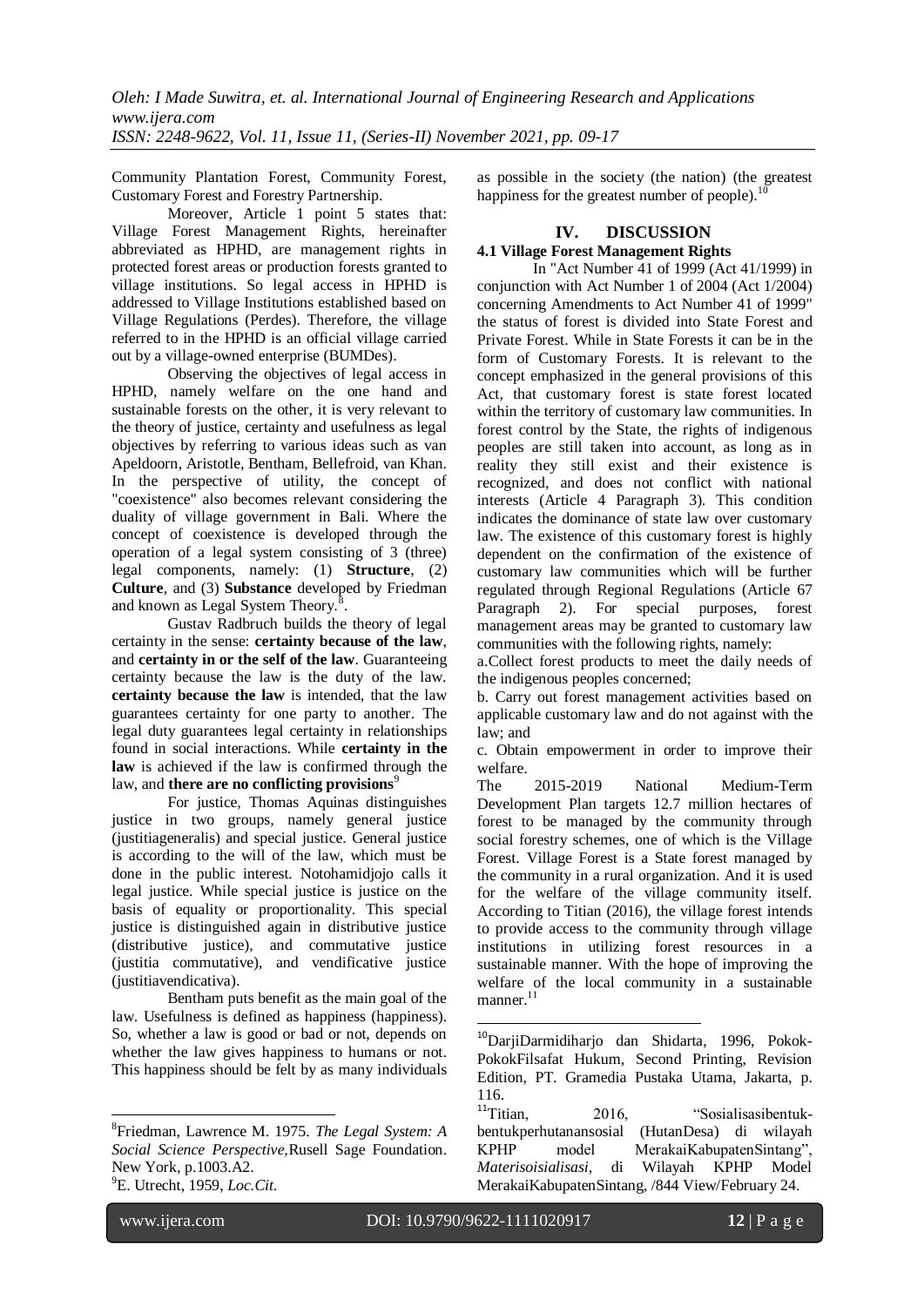Community Plantation Forest, Community Forest, Customary Forest and Forestry Partnership.

Moreover, Article 1 point 5 states that: Village Forest Management Rights, hereinafter abbreviated as HPHD, are management rights in protected forest areas or production forests granted to village institutions. So legal access in HPHD is addressed to Village Institutions established based on Village Regulations (Perdes). Therefore, the village referred to in the HPHD is an official village carried out by a village-owned enterprise (BUMDes).

Observing the objectives of legal access in HPHD, namely welfare on the one hand and sustainable forests on the other, it is very relevant to the theory of justice, certainty and usefulness as legal objectives by referring to various ideas such as van Apeldoorn, Aristotle, Bentham, Bellefroid, van Khan. In the perspective of utility, the concept of "coexistence" also becomes relevant considering the duality of village government in Bali. Where the concept of coexistence is developed through the operation of a legal system consisting of 3 (three) legal components, namely: (1) **Structure**, (2) **Culture**, and (3) **Substance** developed by Friedman and known as Legal System Theory.[8].

Gustav Radbruch builds the theory of legal certainty in the sense: **certainty because of the law**, and **certainty in or the self of the law**. Guaranteeing certainty because the law is the duty of the law. **certainty because the law** is intended, that the law guarantees certainty for one party to another. The legal duty guarantees legal certainty in relationships found in social interactions. While **certainty in the law** is achieved if the law is confirmed through the law, and **there are no conflicting provisions**[9]

For justice, Thomas Aquinas distinguishes justice in two groups, namely general justice (justitiageneralis) and special justice. General justice is according to the will of the law, which must be done in the public interest. Notohamidjojo calls it legal justice. While special justice is justice on the basis of equality or proportionality. This special justice is distinguished again in distributive justice (distributive justice), and commutative justice (justitia commutative), and vendificative justice (justitiavendicativa).

Bentham puts benefit as the main goal of the law. Usefulness is defined as happiness (happiness). So, whether a law is good or bad or not, depends on whether the law gives happiness to humans or not. This happiness should be felt by as many individuals as possible in the society (the nation) (the greatest happiness for the greatest number of people).[10]

# IV. DISCUSSION

## 4.1 Village Forest Management Rights

In "Act Number 41 of 1999 (Act 41/1999) in conjunction with Act Number 1 of 2004 (Act 1/2004) concerning Amendments to Act Number 41 of 1999" the status of forest is divided into State Forest and Private Forest. While in State Forests it can be in the form of Customary Forests. It is relevant to the concept emphasized in the general provisions of this Act, that customary forest is state forest located within the territory of customary law communities. In forest control by the State, the rights of indigenous peoples are still taken into account, as long as in reality they still exist and their existence is recognized, and does not conflict with national interests (Article 4 Paragraph 3). This condition indicates the dominance of state law over customary law. The existence of this customary forest is highly dependent on the confirmation of the existence of customary law communities which will be further regulated through Regional Regulations (Article 67 Paragraph 2). For special purposes, forest management areas may be granted to customary law communities with the following rights, namely:

a. Collect forest products to meet the daily needs of the indigenous peoples concerned;

b. Carry out forest management activities based on applicable customary law and do not against with the law; and

c. Obtain empowerment in order to improve their welfare.

The 2015-2019 National Medium-Term Development Plan targets 12.7 million hectares of forest to be managed by the community through social forestry schemes, one of which is the Village Forest. Village Forest is a State forest managed by the community in a rural organization. And it is used for the welfare of the village community itself. According to Titian (2016), the village forest intends to provide access to the community through village institutions in utilizing forest resources in a sustainable manner. With the hope of improving the welfare of the local community in a sustainable manner.[11]

---

[8]Friedman, Lawrence M. 1975. *The Legal System: A Social Science Perspective,*Rusell Sage Foundation. New York, p.1003.A2.

[9]E. Utrecht, 1959, *Loc.Cit.*

[10]DarjiDarmidiharjo dan Shidarta, 1996, Pokok-PokokFilsafat Hukum, Second Printing, Revision Edition, PT. Gramedia Pustaka Utama, Jakarta, p. 116.

[11]Titian, 2016, "Sosialisasibentuk-bentukperhutanansosial (HutanDesa) di wilayah KPHP model MerakaiKabupatenSintang", *Materisoisialisasi*, di Wilayah KPHP Model MerakaiKabupatenSintang, /844 View/February 24.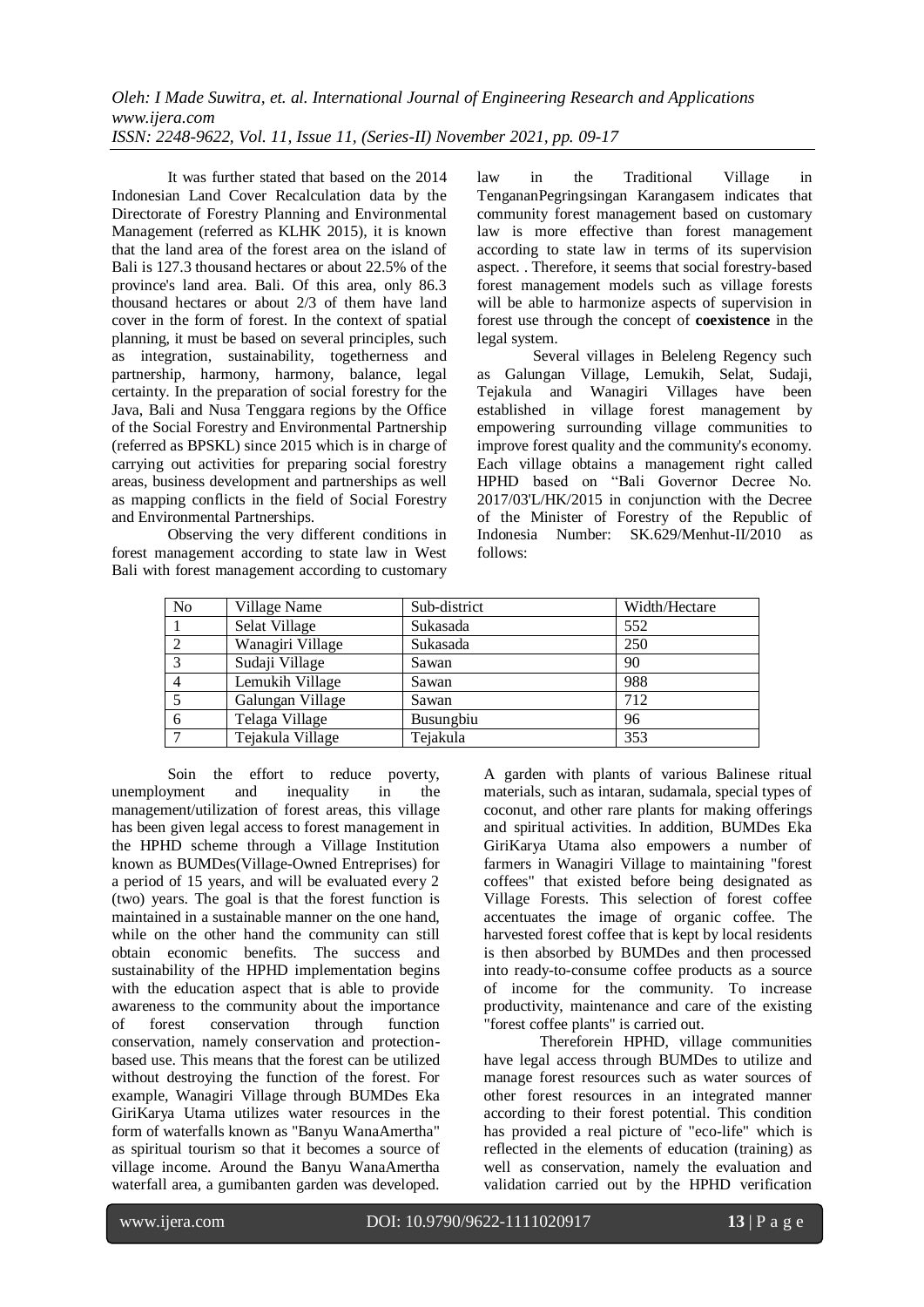It was further stated that based on the 2014 Indonesian Land Cover Recalculation data by the Directorate of Forestry Planning and Environmental Management (referred as KLHK 2015), it is known that the land area of the forest area on the island of Bali is 127.3 thousand hectares or about 22.5% of the province's land area. Bali. Of this area, only 86.3 thousand hectares or about 2/3 of them have land cover in the form of forest. In the context of spatial planning, it must be based on several principles, such as integration, sustainability, togetherness and partnership, harmony, harmony, balance, legal certainty. In the preparation of social forestry for the Java, Bali and Nusa Tenggara regions by the Office of the Social Forestry and Environmental Partnership (referred as BPSKL) since 2015 which is in charge of carrying out activities for preparing social forestry areas, business development and partnerships as well as mapping conflicts in the field of Social Forestry and Environmental Partnerships.

Observing the very different conditions in forest management according to state law in West Bali with forest management according to customary law in the Traditional Village in TengananPegringsingan Karangasem indicates that community forest management based on customary law is more effective than forest management according to state law in terms of its supervision aspect. . Therefore, it seems that social forestry-based forest management models such as village forests will be able to harmonize aspects of supervision in forest use through the concept of **coexistence** in the legal system.

Several villages in Beleleng Regency such as Galungan Village, Lemukih, Selat, Sudaji, Tejakula and Wanagiri Villages have been established in village forest management by empowering surrounding village communities to improve forest quality and the community's economy. Each village obtains a management right called HPHD based on "Bali Governor Decree No. 2017/03'L/HK/2015 in conjunction with the Decree of the Minister of Forestry of the Republic of Indonesia Number: SK.629/Menhut-II/2010 as follows:

| No | Village Name | Sub-district | Width/Hectare |
|---|---|---|---|
| 1 | Selat Village | Sukasada | 552 |
| 2 | Wanagiri Village | Sukasada | 250 |
| 3 | Sudaji Village | Sawan | 90 |
| 4 | Lemukih Village | Sawan | 988 |
| 5 | Galungan Village | Sawan | 712 |
| 6 | Telaga Village | Busungbiu | 96 |
| 7 | Tejakula Village | Tejakula | 353 |

Soin the effort to reduce poverty, unemployment and inequality in the management/utilization of forest areas, this village has been given legal access to forest management in the HPHD scheme through a Village Institution known as BUMDes(Village-Owned Entreprises) for a period of 15 years, and will be evaluated every 2 (two) years. The goal is that the forest function is maintained in a sustainable manner on the one hand, while on the other hand the community can still obtain economic benefits. The success and sustainability of the HPHD implementation begins with the education aspect that is able to provide awareness to the community about the importance of forest conservation through function conservation, namely conservation and protection-based use. This means that the forest can be utilized without destroying the function of the forest. For example, Wanagiri Village through BUMDes Eka GiriKarya Utama utilizes water resources in the form of waterfalls known as "Banyu WanaAmertha" as spiritual tourism so that it becomes a source of village income. Around the Banyu WanaAmertha waterfall area, a gumibanten garden was developed. A garden with plants of various Balinese ritual materials, such as intaran, sudamala, special types of coconut, and other rare plants for making offerings and spiritual activities. In addition, BUMDes Eka GiriKarya Utama also empowers a number of farmers in Wanagiri Village to maintaining "forest coffees" that existed before being designated as Village Forests. This selection of forest coffee accentuates the image of organic coffee. The harvested forest coffee that is kept by local residents is then absorbed by BUMDes and then processed into ready-to-consume coffee products as a source of income for the community. To increase productivity, maintenance and care of the existing "forest coffee plants" is carried out.

Thereforein HPHD, village communities have legal access through BUMDes to utilize and manage forest resources such as water sources of other forest resources in an integrated manner according to their forest potential. This condition has provided a real picture of "eco-life" which is reflected in the elements of education (training) as well as conservation, namely the evaluation and validation carried out by the HPHD verification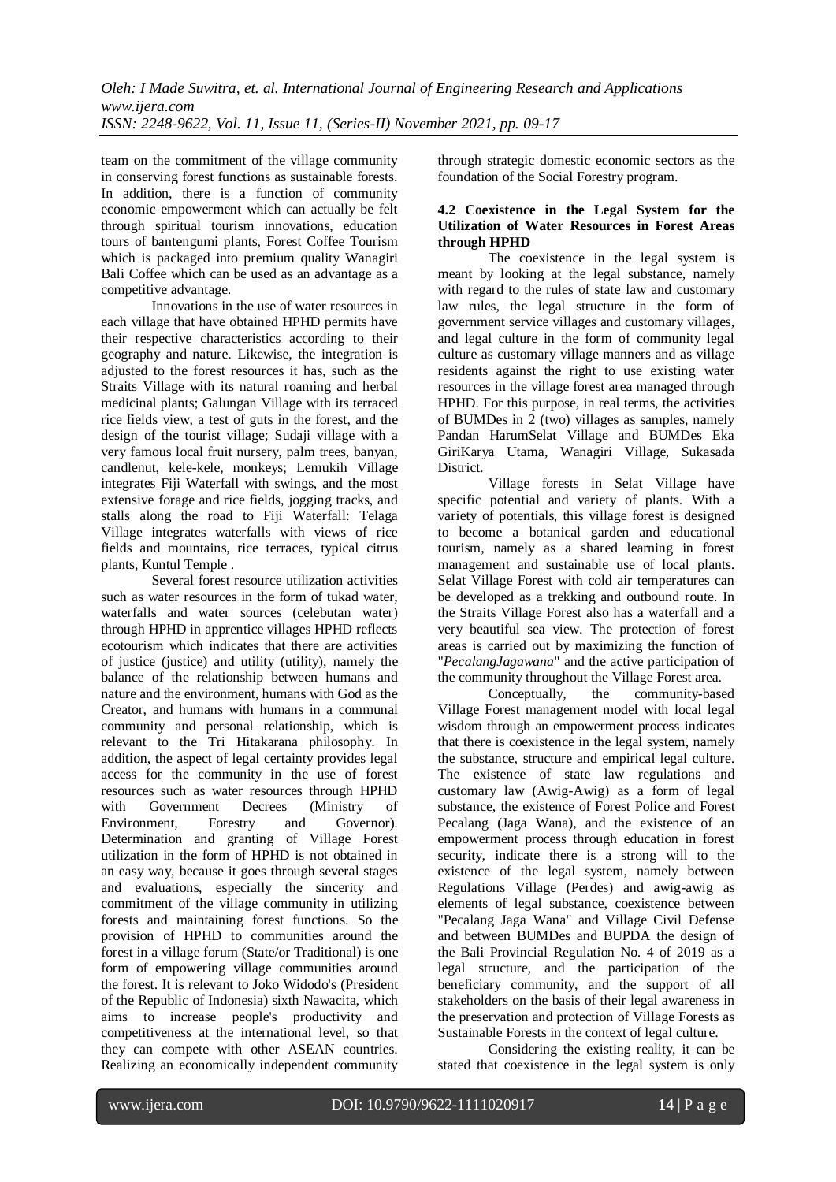team on the commitment of the village community in conserving forest functions as sustainable forests. In addition, there is a function of community economic empowerment which can actually be felt through spiritual tourism innovations, education tours of bantengumi plants, Forest Coffee Tourism which is packaged into premium quality Wanagiri Bali Coffee which can be used as an advantage as a competitive advantage.

Innovations in the use of water resources in each village that have obtained HPHD permits have their respective characteristics according to their geography and nature. Likewise, the integration is adjusted to the forest resources it has, such as the Straits Village with its natural roaming and herbal medicinal plants; Galungan Village with its terraced rice fields view, a test of guts in the forest, and the design of the tourist village; Sudaji village with a very famous local fruit nursery, palm trees, banyan, candlenut, kele-kele, monkeys; Lemukih Village integrates Fiji Waterfall with swings, and the most extensive forage and rice fields, jogging tracks, and stalls along the road to Fiji Waterfall: Telaga Village integrates waterfalls with views of rice fields and mountains, rice terraces, typical citrus plants, Kuntul Temple .

Several forest resource utilization activities such as water resources in the form of tukad water, waterfalls and water sources (celebutan water) through HPHD in apprentice villages HPHD reflects ecotourism which indicates that there are activities of justice (justice) and utility (utility), namely the balance of the relationship between humans and nature and the environment, humans with God as the Creator, and humans with humans in a communal community and personal relationship, which is relevant to the Tri Hitakarana philosophy. In addition, the aspect of legal certainty provides legal access for the community in the use of forest resources such as water resources through HPHD with Government Decrees (Ministry of Environment, Forestry and Governor). Determination and granting of Village Forest utilization in the form of HPHD is not obtained in an easy way, because it goes through several stages and evaluations, especially the sincerity and commitment of the village community in utilizing forests and maintaining forest functions. So the provision of HPHD to communities around the forest in a village forum (State/or Traditional) is one form of empowering village communities around the forest. It is relevant to Joko Widodo's (President of the Republic of Indonesia) sixth Nawacita, which aims to increase people's productivity and competitiveness at the international level, so that they can compete with other ASEAN countries. Realizing an economically independent community through strategic domestic economic sectors as the foundation of the Social Forestry program.

#### 4.2 Coexistence in the Legal System for the Utilization of Water Resources in Forest Areas through HPHD

The coexistence in the legal system is meant by looking at the legal substance, namely with regard to the rules of state law and customary law rules, the legal structure in the form of government service villages and customary villages, and legal culture in the form of community legal culture as customary village manners and as village residents against the right to use existing water resources in the village forest area managed through HPHD. For this purpose, in real terms, the activities of BUMDes in 2 (two) villages as samples, namely Pandan HarumSelat Village and BUMDes Eka GiriKarya Utama, Wanagiri Village, Sukasada District.

Village forests in Selat Village have specific potential and variety of plants. With a variety of potentials, this village forest is designed to become a botanical garden and educational tourism, namely as a shared learning in forest management and sustainable use of local plants. Selat Village Forest with cold air temperatures can be developed as a trekking and outbound route. In the Straits Village Forest also has a waterfall and a very beautiful sea view. The protection of forest areas is carried out by maximizing the function of "*PecalangJagawana*" and the active participation of the community throughout the Village Forest area.

Conceptually, the community-based Village Forest management model with local legal wisdom through an empowerment process indicates that there is coexistence in the legal system, namely the substance, structure and empirical legal culture. The existence of state law regulations and customary law (Awig-Awig) as a form of legal substance, the existence of Forest Police and Forest Pecalang (Jaga Wana), and the existence of an empowerment process through education in forest security, indicate there is a strong will to the existence of the legal system, namely between Regulations Village (Perdes) and awig-awig as elements of legal substance, coexistence between "Pecalang Jaga Wana" and Village Civil Defense and between BUMDes and BUPDA the design of the Bali Provincial Regulation No. 4 of 2019 as a legal structure, and the participation of the beneficiary community, and the support of all stakeholders on the basis of their legal awareness in the preservation and protection of Village Forests as Sustainable Forests in the context of legal culture.

Considering the existing reality, it can be stated that coexistence in the legal system is only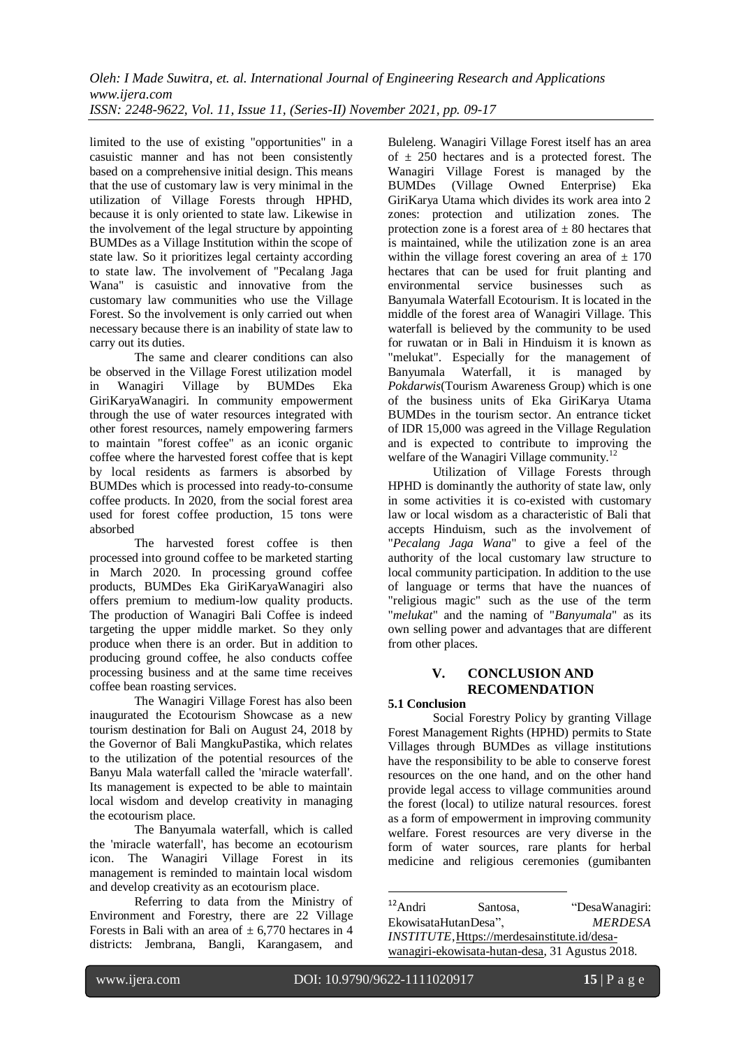limited to the use of existing "opportunities" in a casuistic manner and has not been consistently based on a comprehensive initial design. This means that the use of customary law is very minimal in the utilization of Village Forests through HPHD, because it is only oriented to state law. Likewise in the involvement of the legal structure by appointing BUMDes as a Village Institution within the scope of state law. So it prioritizes legal certainty according to state law. The involvement of "Pecalang Jaga Wana" is casuistic and innovative from the customary law communities who use the Village Forest. So the involvement is only carried out when necessary because there is an inability of state law to carry out its duties.

The same and clearer conditions can also be observed in the Village Forest utilization model in Wanagiri Village by BUMDes Eka GiriKaryaWanagiri. In community empowerment through the use of water resources integrated with other forest resources, namely empowering farmers to maintain "forest coffee" as an iconic organic coffee where the harvested forest coffee that is kept by local residents as farmers is absorbed by BUMDes which is processed into ready-to-consume coffee products. In 2020, from the social forest area used for forest coffee production, 15 tons were absorbed

The harvested forest coffee is then processed into ground coffee to be marketed starting in March 2020. In processing ground coffee products, BUMDes Eka GiriKaryaWanagiri also offers premium to medium-low quality products. The production of Wanagiri Bali Coffee is indeed targeting the upper middle market. So they only produce when there is an order. But in addition to producing ground coffee, he also conducts coffee processing business and at the same time receives coffee bean roasting services.

The Wanagiri Village Forest has also been inaugurated the Ecotourism Showcase as a new tourism destination for Bali on August 24, 2018 by the Governor of Bali MangkuPastika, which relates to the utilization of the potential resources of the Banyu Mala waterfall called the 'miracle waterfall'. Its management is expected to be able to maintain local wisdom and develop creativity in managing the ecotourism place.

The Banyumala waterfall, which is called the 'miracle waterfall', has become an ecotourism icon. The Wanagiri Village Forest in its management is reminded to maintain local wisdom and develop creativity as an ecotourism place.

Referring to data from the Ministry of Environment and Forestry, there are 22 Village Forests in Bali with an area of ± 6,770 hectares in 4 districts: Jembrana, Bangli, Karangasem, and Buleleng. Wanagiri Village Forest itself has an area of ± 250 hectares and is a protected forest. The Wanagiri Village Forest is managed by the BUMDes (Village Owned Enterprise) Eka GiriKarya Utama which divides its work area into 2 zones: protection and utilization zones. The protection zone is a forest area of ± 80 hectares that is maintained, while the utilization zone is an area within the village forest covering an area of ± 170 hectares that can be used for fruit planting and environmental service businesses such as Banyumala Waterfall Ecotourism. It is located in the middle of the forest area of Wanagiri Village. This waterfall is believed by the community to be used for ruwatan or in Bali in Hinduism it is known as "melukat". Especially for the management of Banyumala Waterfall, it is managed by *Pokdarwis*(Tourism Awareness Group) which is one of the business units of Eka GiriKarya Utama BUMDes in the tourism sector. An entrance ticket of IDR 15,000 was agreed in the Village Regulation and is expected to contribute to improving the welfare of the Wanagiri Village community.[12]

Utilization of Village Forests through HPHD is dominantly the authority of state law, only in some activities it is co-existed with customary law or local wisdom as a characteristic of Bali that accepts Hinduism, such as the involvement of "*Pecalang Jaga Wana*" to give a feel of the authority of the local customary law structure to local community participation. In addition to the use of language or terms that have the nuances of "religious magic" such as the use of the term "*melukat*" and the naming of "*Banyumala*" as its own selling power and advantages that are different from other places.

## V. CONCLUSION AND RECOMENDATION

### 5.1 Conclusion

Social Forestry Policy by granting Village Forest Management Rights (HPHD) permits to State Villages through BUMDes as village institutions have the responsibility to be able to conserve forest resources on the one hand, and on the other hand provide legal access to village communities around the forest (local) to utilize natural resources. forest as a form of empowerment in improving community welfare. Forest resources are very diverse in the form of water sources, rare plants for herbal medicine and religious ceremonies (gumibanten

---

[12] Andri Santosa, "DesaWanagiri: EkowisataHutanDesa", *MERDESA INSTITUTE*, Https://merdesainstitute.id/desa-wanagiri-ekowisata-hutan-desa, 31 Agustus 2018.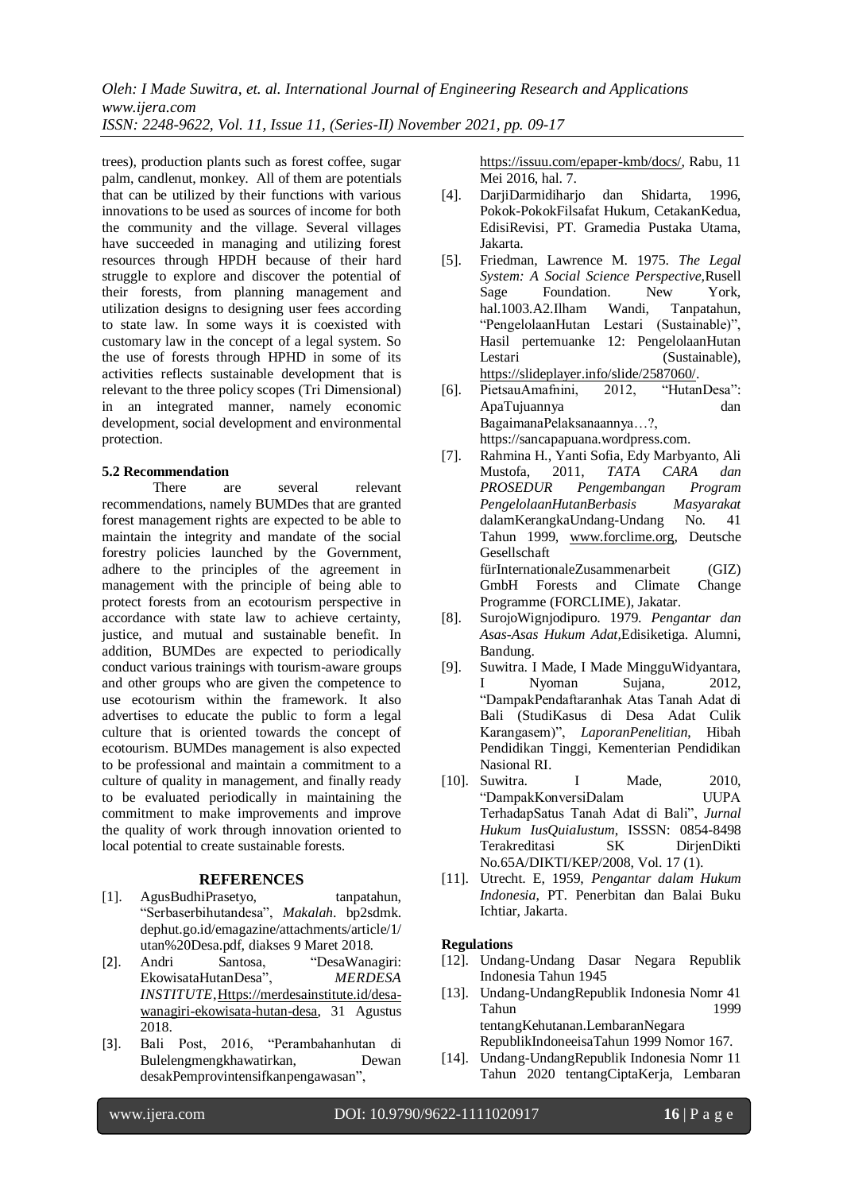trees), production plants such as forest coffee, sugar palm, candlenut, monkey. All of them are potentials that can be utilized by their functions with various innovations to be used as sources of income for both the community and the village. Several villages have succeeded in managing and utilizing forest resources through HPDH because of their hard struggle to explore and discover the potential of their forests, from planning management and utilization designs to designing user fees according to state law. In some ways it is coexisted with customary law in the concept of a legal system. So the use of forests through HPHD in some of its activities reflects sustainable development that is relevant to the three policy scopes (Tri Dimensional) in an integrated manner, namely economic development, social development and environmental protection.

### 5.2 Recommendation

There are several relevant recommendations, namely BUMDes that are granted forest management rights are expected to be able to maintain the integrity and mandate of the social forestry policies launched by the Government, adhere to the principles of the agreement in management with the principle of being able to protect forests from an ecotourism perspective in accordance with state law to achieve certainty, justice, and mutual and sustainable benefit. In addition, BUMDes are expected to periodically conduct various trainings with tourism-aware groups and other groups who are given the competence to use ecotourism within the framework. It also advertises to educate the public to form a legal culture that is oriented towards the concept of ecotourism. BUMDes management is also expected to be professional and maintain a commitment to a culture of quality in management, and finally ready to be evaluated periodically in maintaining the commitment to make improvements and improve the quality of work through innovation oriented to local potential to create sustainable forests.

## REFERENCES

[1]. AgusBudhiPrasetyo, tanpatahun, "Serbaserbihutandesa", *Makalah*. bp2sdmk. dephut.go.id/emagazine/attachments/article/1/utan%20Desa.pdf, diakses 9 Maret 2018.

[2]. Andri Santosa, "DesaWanagiri: EkowisataHutanDesa", *MERDESA INSTITUTE*,Https://merdesainstitute.id/desa-wanagiri-ekowisata-hutan-desa, 31 Agustus 2018.

[3]. Bali Post, 2016, "Perambahanhutan di Bulelengmengkhawatirkan, Dewan desakPemprovintensifkanpengawasan", https://issuu.com/epaper-kmb/docs/, Rabu, 11 Mei 2016, hal. 7.

[4]. DarjiDarmidiharjo dan Shidarta, 1996, Pokok-PokokFilsafat Hukum, CetakanKedua, EdisiRevisi, PT. Gramedia Pustaka Utama, Jakarta.

[5]. Friedman, Lawrence M. 1975. *The Legal System: A Social Science Perspective*,Rusell Sage Foundation. New York, hal.1003.A2.Ilham Wandi, Tanpatahun, "PengelolaanHutan Lestari (Sustainable)", Hasil pertemuanke 12: PengelolaanHutan Lestari (Sustainable), https://slideplayer.info/slide/2587060/.

[6]. PietsauAmafnini, 2012, "HutanDesa": ApaTujuannya dan BagaimanaPelaksanaannya…?, https://sancapapuana.wordpress.com.

[7]. Rahmina H., Yanti Sofia, Edy Marbyanto, Ali Mustofa, 2011, *TATA CARA dan PROSEDUR Pengembangan Program PengelolaanHutanBerbasis Masyarakat* dalamKerangkaUndang-Undang No. 41 Tahun 1999, www.forclime.org, Deutsche Gesellschaft fürInternationaleZusammenarbeit (GIZ) GmbH Forests and Climate Change Programme (FORCLIME), Jakatar.

[8]. SurojoWignjodipuro. 1979. *Pengantar dan Asas-Asas Hukum Adat*,Edisiketiga. Alumni, Bandung.

[9]. Suwitra. I Made, I Made MingguWidyantara, I Nyoman Sujana, 2012, "DampakPendaftaranhak Atas Tanah Adat di Bali (StudiKasus di Desa Adat Culik Karangasem)", *LaporanPenelitian*, Hibah Pendidikan Tinggi, Kementerian Pendidikan Nasional RI.

[10]. Suwitra. I Made, 2010, "DampakKonversiDalam UUPA TerhadapSatus Tanah Adat di Bali", *Jurnal Hukum IusQuiaIustum*, ISSSN: 0854-8498 Terakreditasi SK DirjenDikti No.65A/DIKTI/KEP/2008, Vol. 17 (1).

[11]. Utrecht. E, 1959, *Pengantar dalam Hukum Indonesia*, PT. Penerbitan dan Balai Buku Ichtiar, Jakarta.

### Regulations

[12]. Undang-Undang Dasar Negara Republik Indonesia Tahun 1945

[13]. Undang-UndangRepublik Indonesia Nomr 41 Tahun 1999 tentangKehutanan.LembaranNegara RepublikIndoneeisaTahun 1999 Nomor 167.

[14]. Undang-UndangRepublik Indonesia Nomr 11 Tahun 2020 tentangCiptaKerja, Lembaran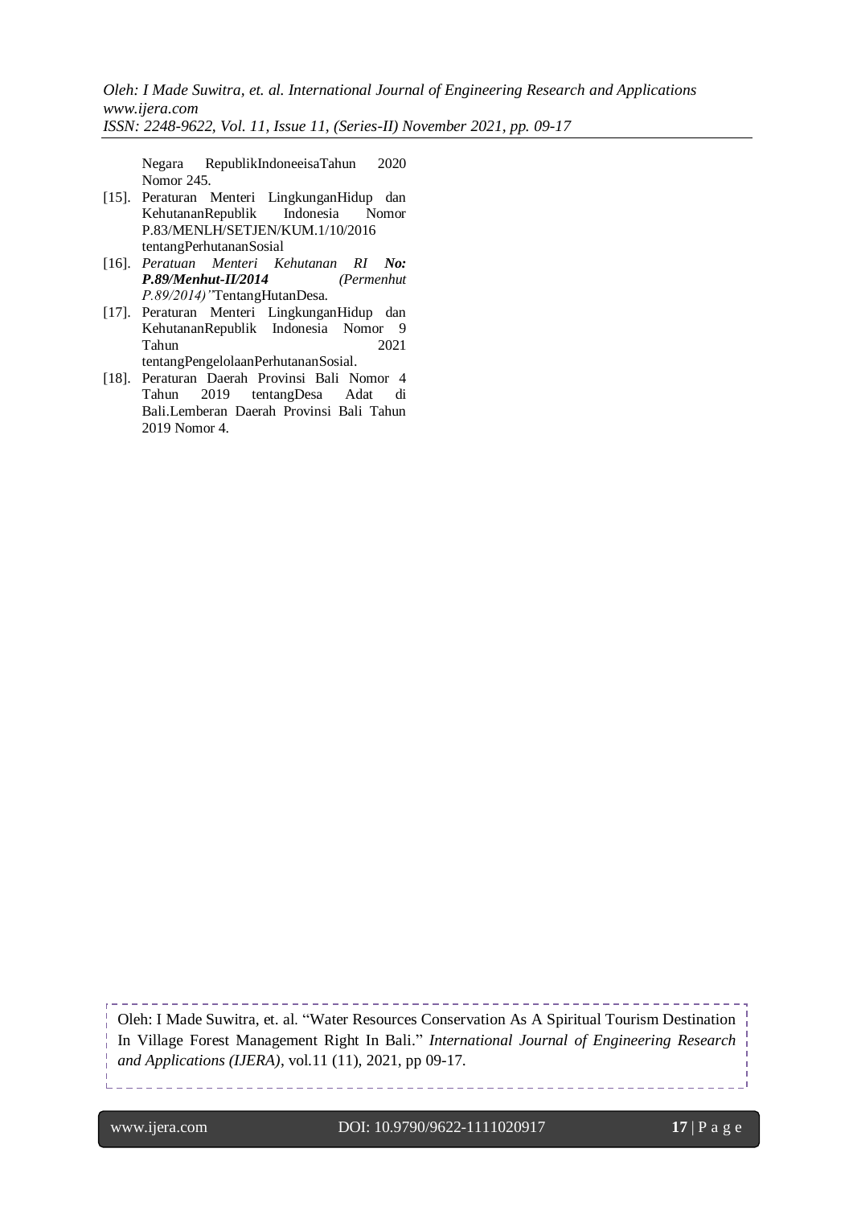Negara RepublikIndoneeisaTahun 2020 Nomor 245.

[15]. Peraturan Menteri LingkunganHidup dan KehutananRepublik Indonesia Nomor P.83/MENLH/SETJEN/KUM.1/10/2016 tentangPerhutananSosial

[16]. *Peratuan Menteri Kehutanan RI* ***No: P.89/Menhut-II/2014*** *(Permenhut P.89/2014)"*TentangHutanDesa.

[17]. Peraturan Menteri LingkunganHidup dan KehutananRepublik Indonesia Nomor 9 Tahun 2021 tentangPengelolaanPerhutananSosial.

[18]. Peraturan Daerah Provinsi Bali Nomor 4 Tahun 2019 tentangDesa Adat di Bali.Lemberan Daerah Provinsi Bali Tahun 2019 Nomor 4.

Oleh: I Made Suwitra, et. al. "Water Resources Conservation As A Spiritual Tourism Destination In Village Forest Management Right In Bali." *International Journal of Engineering Research and Applications (IJERA)*, vol.11 (11), 2021, pp 09-17.